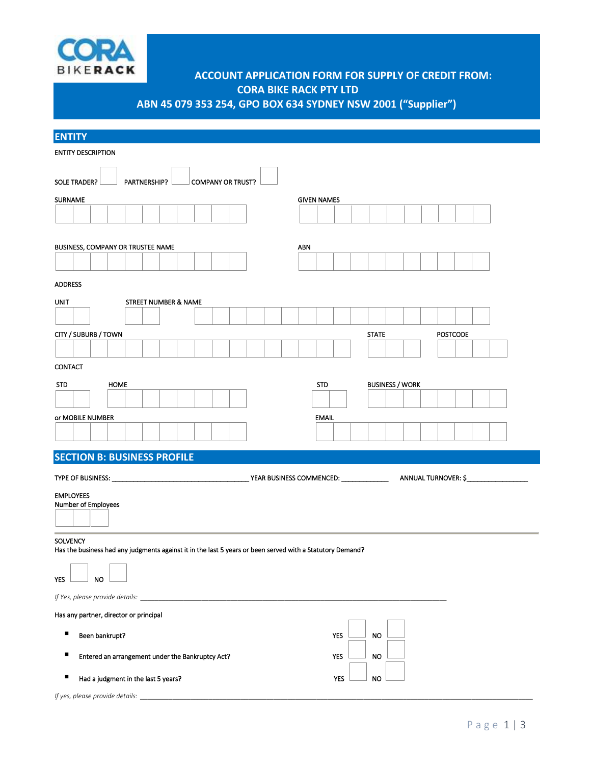CORA BIKERACK

# ACCOUNT APPLICATION FORM FOR SUPPLY OF CREDIT FROM: CORA BIKE RACK PTY LTD ABN 45 079 353 254, GPO BOX 634 SYDNEY NSW 2001 ("Supplier")

## ENTITY

ENTITY DESCRIPTION

SOLE TRADER? ☐ PARTNERSHIP? ☐ COMPANY OR TRUST? ☐

SURNAME

GIVEN NAMES

BUSINESS, COMPANY OR TRUSTEE NAME

ABN

ADDRESS

UNIT

STREET NUMBER & NAME

CITY / SUBURB / TOWN

STATE

POSTCODE

CONTACT

STD

HOME

STD

BUSINESS / WORK

*or* MOBILE NUMBER

EMAIL

## SECTION B: BUSINESS PROFILE

TYPE OF BUSINESS: ______________________________________ YEAR BUSINESS COMMENCED: _____________ ANNUAL TURNOVER: $_________________

EMPLOYEES
Number of Employees

SOLVENCY
Has the business had any judgments against it in the last 5 years or been served with a Statutory Demand?

YES ☐ NO ☐

*If Yes, please provide details:* ______________________________________________________________________________________

Has any partner, director or principal

- Been bankrupt? YES ☐ NO ☐
- Entered an arrangement under the Bankruptcy Act? YES ☐ NO ☐
- Had a judgment in the last 5 years? YES ☐ NO ☐

*If yes, please provide details:* ______________________________________________________________________________________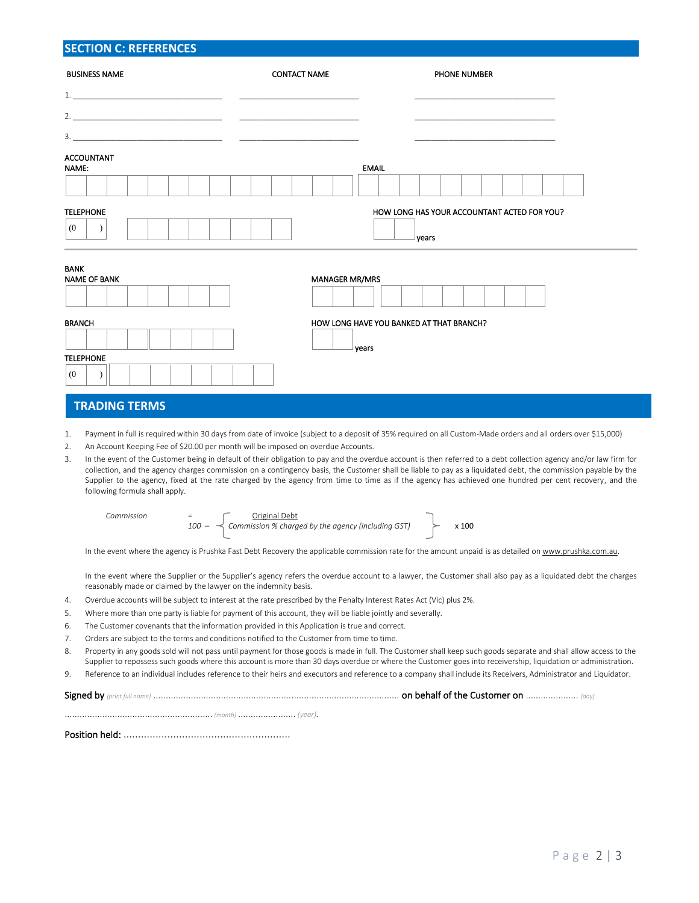## SECTION C: REFERENCES

| BUSINESS NAME | CONTACT NAME | PHONE NUMBER |
|---|---|---|
| 1. ______________________ | ______________________ | ______________________ |
| 2. ______________________ | ______________________ | ______________________ |
| 3. ______________________ | ______________________ | ______________________ |

ACCOUNTANT NAME:

EMAIL

TELEPHONE (0 )

HOW LONG HAS YOUR ACCOUNTANT ACTED FOR YOU? years

---

BANK

NAME OF BANK

MANAGER MR/MRS

BRANCH

HOW LONG HAVE YOU BANKED AT THAT BRANCH? years

TELEPHONE (0 )

## TRADING TERMS

1. Payment in full is required within 30 days from date of invoice (subject to a deposit of 35% required on all Custom-Made orders and all orders over $15,000)
2. An Account Keeping Fee of $20.00 per month will be imposed on overdue Accounts.
3. In the event of the Customer being in default of their obligation to pay and the overdue account is then referred to a debt collection agency and/or law firm for collection, and the agency charges commission on a contingency basis, the Customer shall be liable to pay as a liquidated debt, the commission payable by the Supplier to the agency, fixed at the rate charged by the agency from time to time as if the agency has achieved one hundred per cent recovery, and the following formula shall apply.

   $$\text{Commission} = \left\{ \frac{\text{Original Debt}}{100 - \text{Commission \% charged by the agency (including GST)}} \right\} \times 100$$

   In the event where the agency is Prushka Fast Debt Recovery the applicable commission rate for the amount unpaid is as detailed on www.prushka.com.au.

   In the event where the Supplier or the Supplier's agency refers the overdue account to a lawyer, the Customer shall also pay as a liquidated debt the charges reasonably made or claimed by the lawyer on the indemnity basis.
4. Overdue accounts will be subject to interest at the rate prescribed by the Penalty Interest Rates Act (Vic) plus 2%.
5. Where more than one party is liable for payment of this account, they will be liable jointly and severally.
6. The Customer covenants that the information provided in this Application is true and correct.
7. Orders are subject to the terms and conditions notified to the Customer from time to time.
8. Property in any goods sold will not pass until payment for those goods is made in full. The Customer shall keep such goods separate and shall allow access to the Supplier to repossess such goods where this account is more than 30 days overdue or where the Customer goes into receivership, liquidation or administration.
9. Reference to an individual includes reference to their heirs and executors and reference to a company shall include its Receivers, Administrator and Liquidator.

Signed by *(print full name)* .................................................................................................. on behalf of the Customer on ..................... *(day)*

.......................................................... *(month)* ....................... *(year)*.

Position held: .........................................................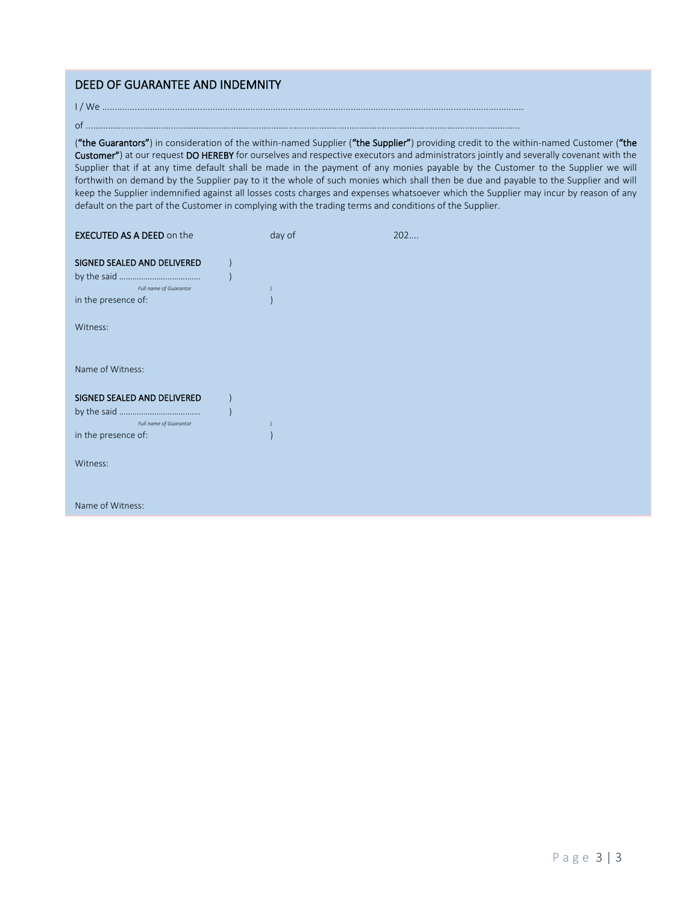## DEED OF GUARANTEE AND INDEMNITY

I / We ......................................................................................................................................................................

of ...........................................................................................................................................................................

(**"the Guarantors"**) in consideration of the within-named Supplier (**"the Supplier"**) providing credit to the within-named Customer (**"the Customer"**) at our request **DO HEREBY** for ourselves and respective executors and administrators jointly and severally covenant with the Supplier that if at any time default shall be made in the payment of any monies payable by the Customer to the Supplier we will forthwith on demand by the Supplier pay to it the whole of such monies which shall then be due and payable to the Supplier and will keep the Supplier indemnified against all losses costs charges and expenses whatsoever which the Supplier may incur by reason of any default on the part of the Customer in complying with the trading terms and conditions of the Supplier.

**EXECUTED AS A DEED** on the day of 202....

**SIGNED SEALED AND DELIVERED** )
by the said ……………………………… )
*Full name of Guarantor* )
in the presence of: )

Witness:

Name of Witness:

**SIGNED SEALED AND DELIVERED** )
by the said ……………………………… )
*Full name of Guarantor* )
in the presence of: )

Witness:

Name of Witness: